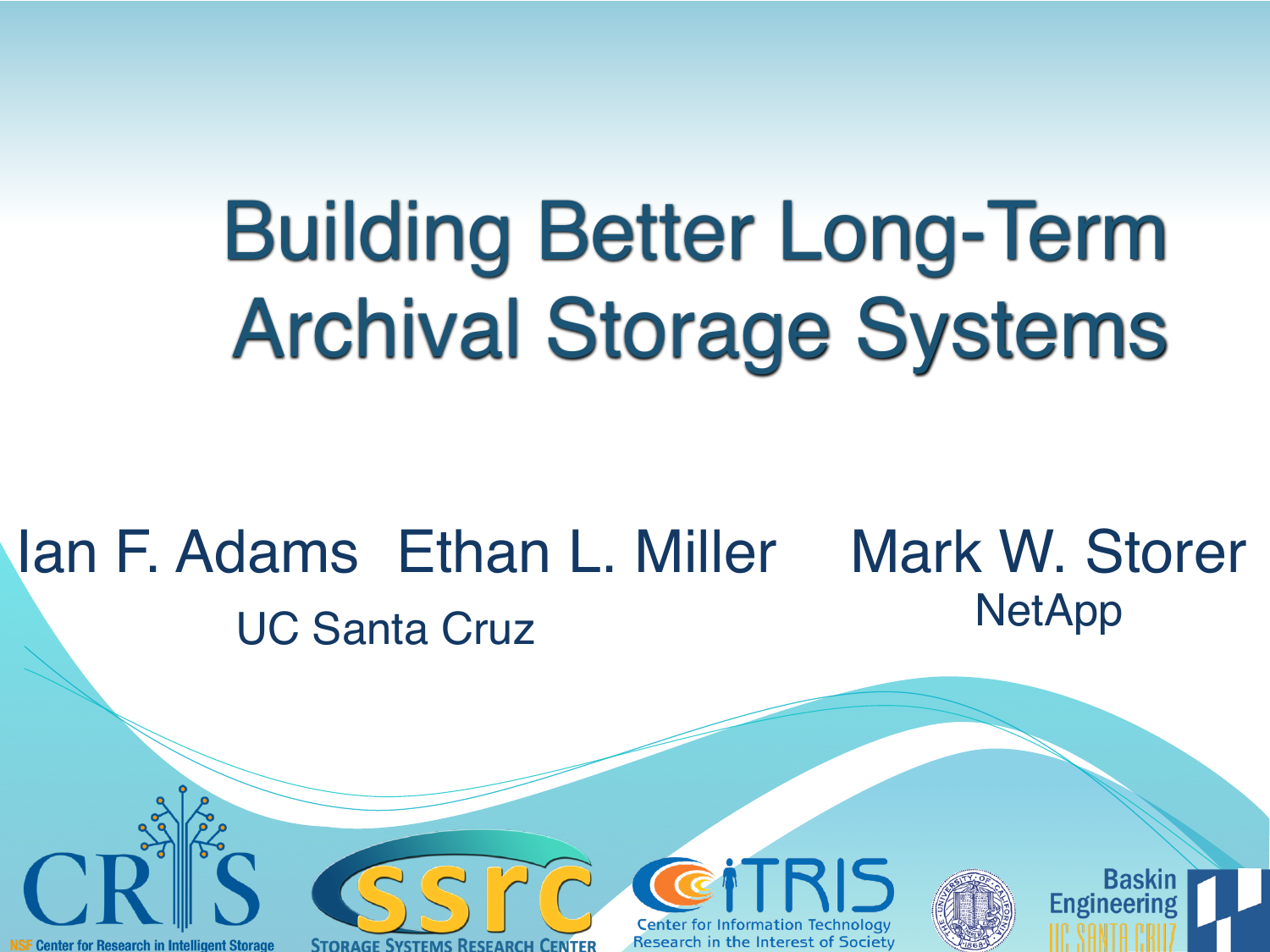# Building Better Long-Term Archival Storage Systems

Ian F. Adams  Ethan L. Miller  Mark W. Storer

UC Santa Cruz  NetApp

NSF Center for Research in Intelligent Storage

Storage Systems Research Center

Center for Information Technology Research in the Interest of Society

Baskin Engineering UC Santa Cruz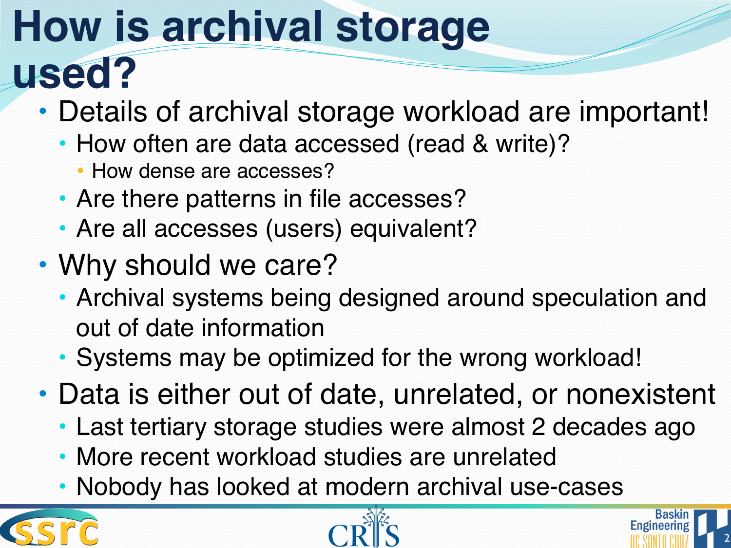# How is archival storage used?

- Details of archival storage workload are important!
  - How often are data accessed (read & write)?
    - How dense are accesses?
  - Are there patterns in file accesses?
  - Are all accesses (users) equivalent?
- Why should we care?
  - Archival systems being designed around speculation and out of date information
  - Systems may be optimized for the wrong workload!
- Data is either out of date, unrelated, or nonexistent
  - Last tertiary storage studies were almost 2 decades ago
  - More recent workload studies are unrelated
  - Nobody has looked at modern archival use-cases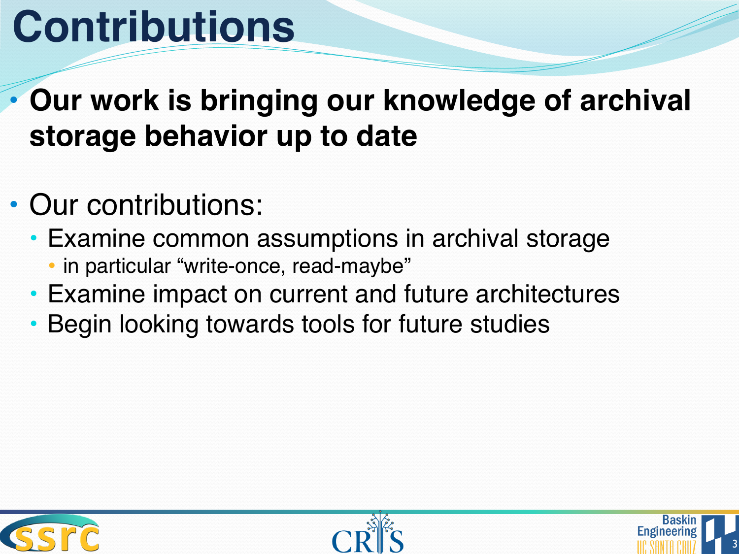# Contributions

- **Our work is bringing our knowledge of archival storage behavior up to date**

- Our contributions:
  - Examine common assumptions in archival storage
    - in particular "write-once, read-maybe"
  - Examine impact on current and future architectures
  - Begin looking towards tools for future studies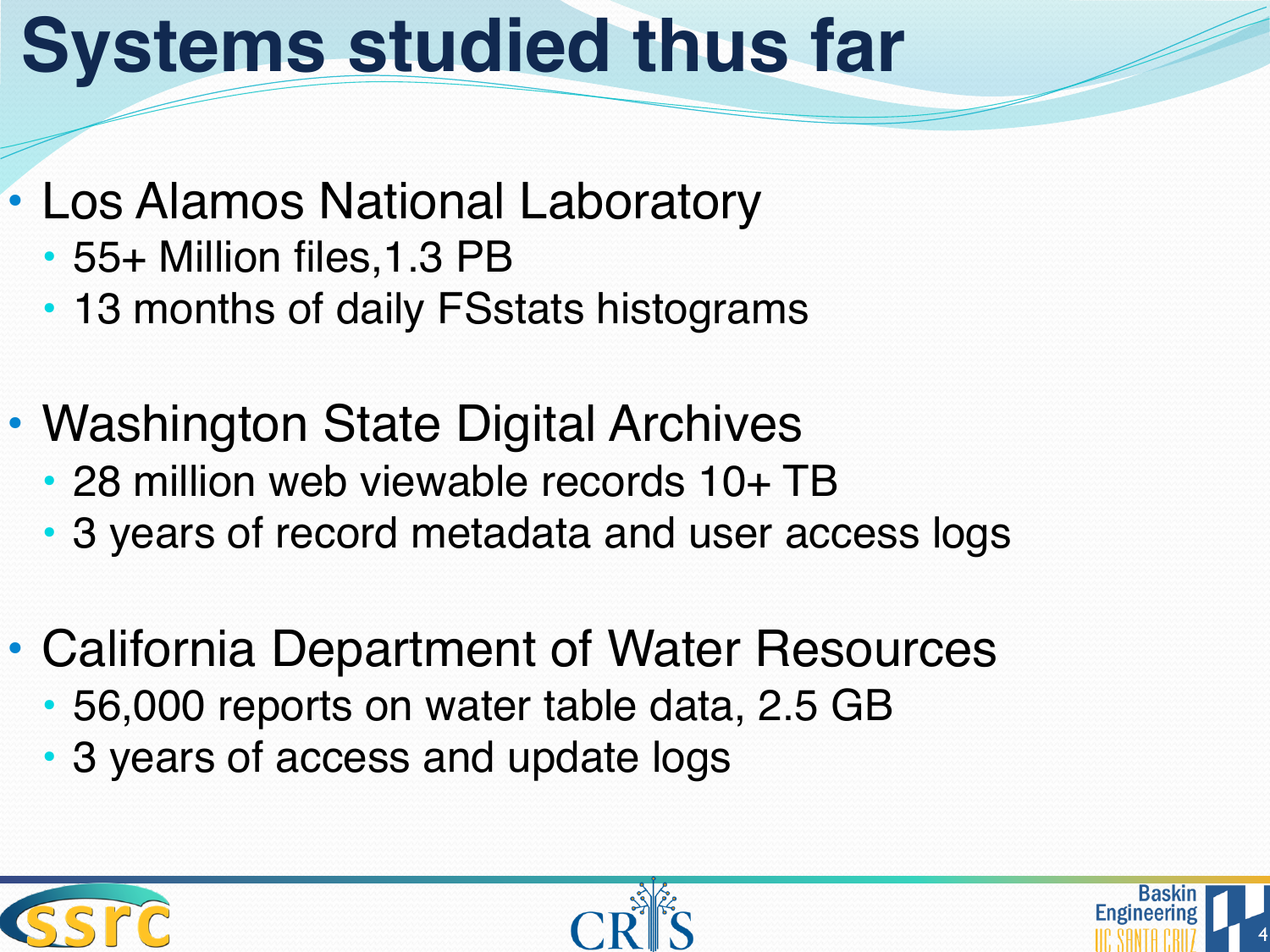# Systems studied thus far

- Los Alamos National Laboratory
  - 55+ Million files,1.3 PB
  - 13 months of daily FSstats histograms
- Washington State Digital Archives
  - 28 million web viewable records 10+ TB
  - 3 years of record metadata and user access logs
- California Department of Water Resources
  - 56,000 reports on water table data, 2.5 GB
  - 3 years of access and update logs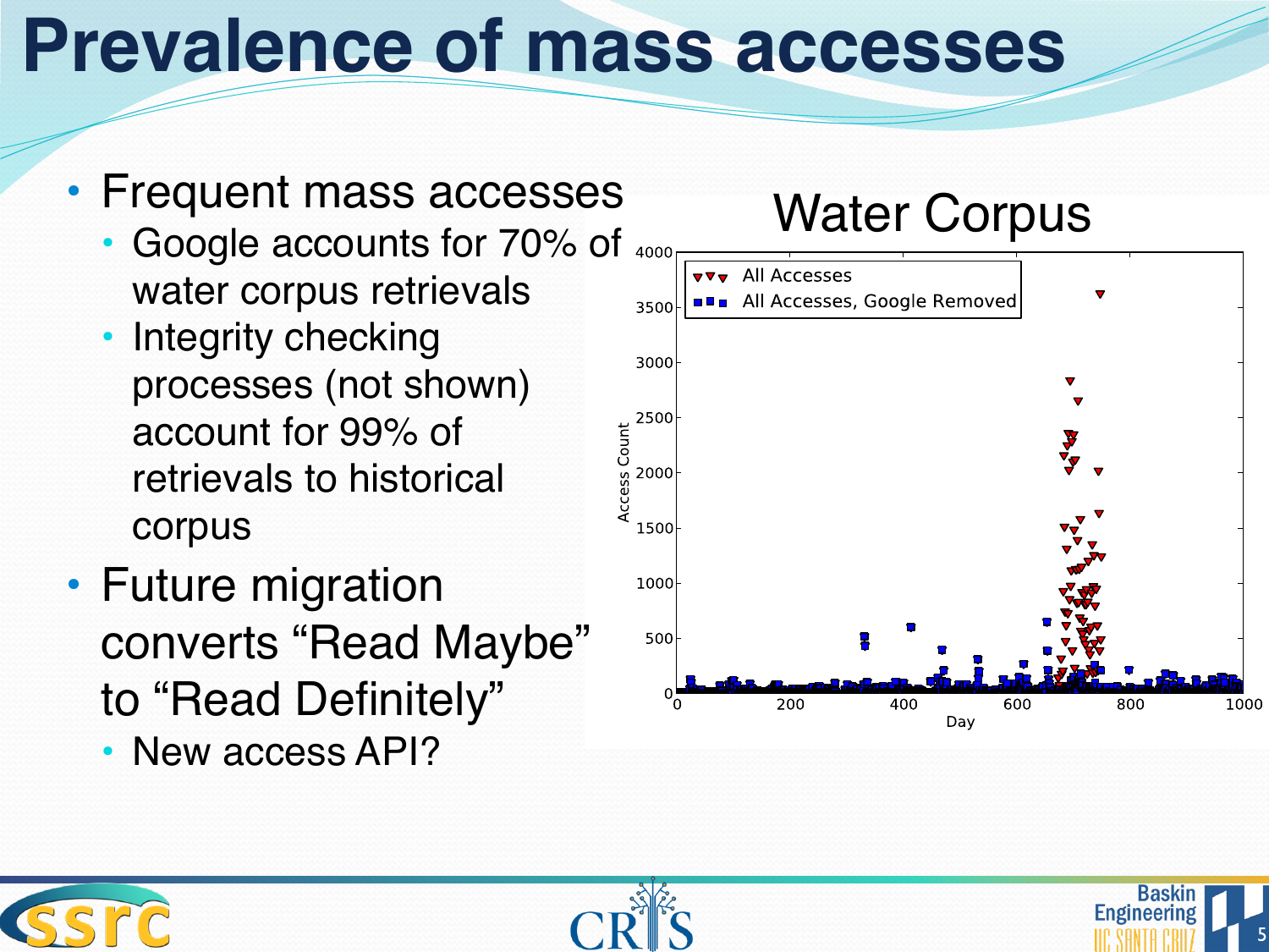# Prevalence of mass accesses

- Frequent mass accesses
  - Google accounts for 70% of water corpus retrievals
  - Integrity checking processes (not shown) account for 99% of retrievals to historical corpus
- Future migration converts “Read Maybe” to “Read Definitely”
  - New access API?

Water Corpus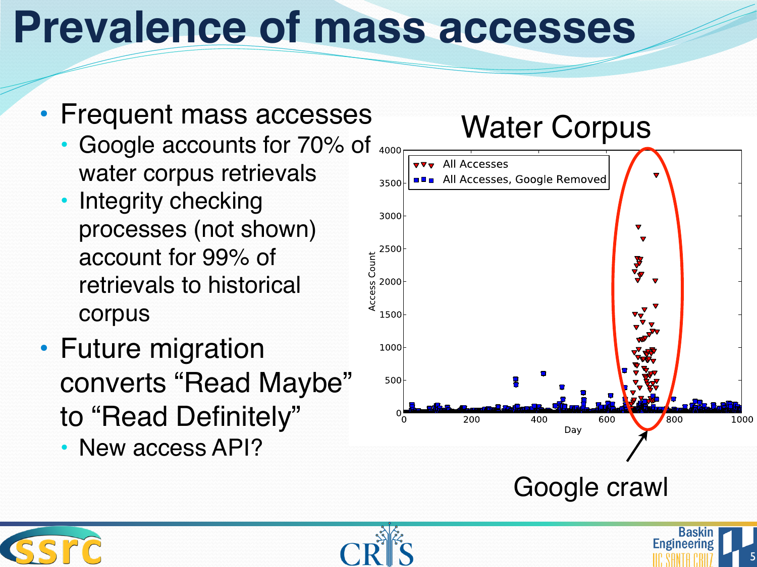# Prevalence of mass accesses

- Frequent mass accesses
  - Google accounts for 70% of water corpus retrievals
  - Integrity checking processes (not shown) account for 99% of retrievals to historical corpus
- Future migration converts "Read Maybe" to "Read Definitely"
  - New access API?

Water Corpus

Google crawl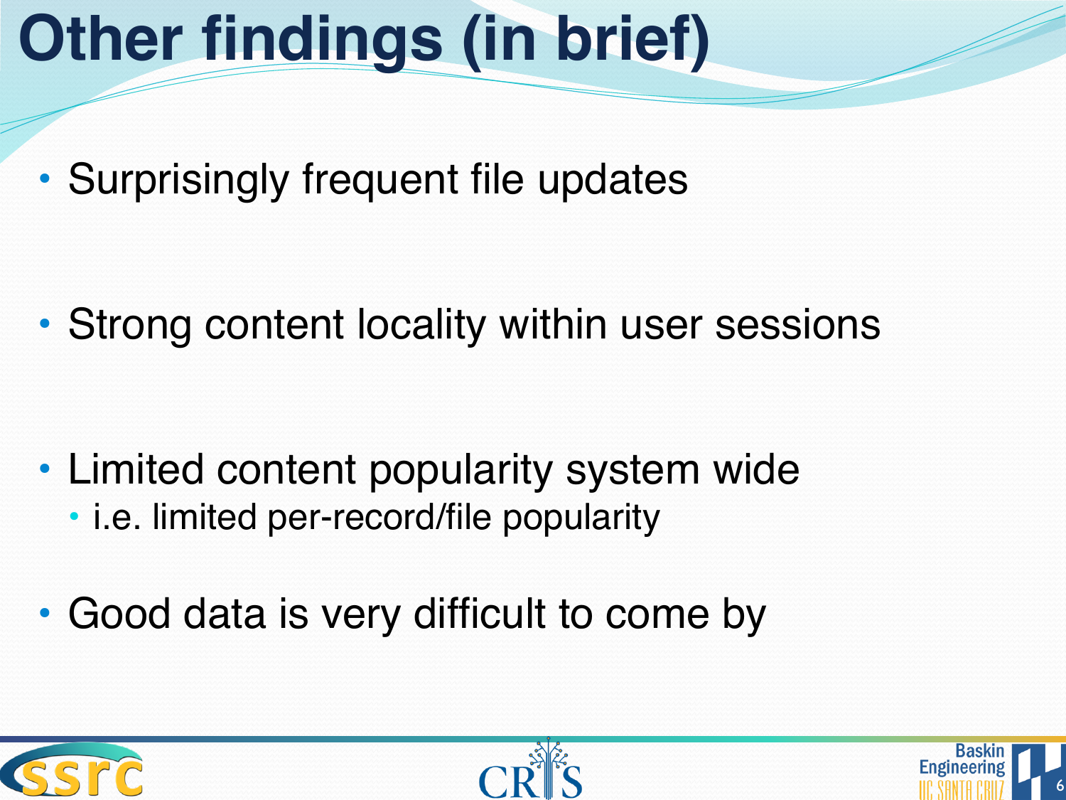# Other findings (in brief)

- Surprisingly frequent file updates
- Strong content locality within user sessions
- Limited content popularity system wide
  - i.e. limited per-record/file popularity
- Good data is very difficult to come by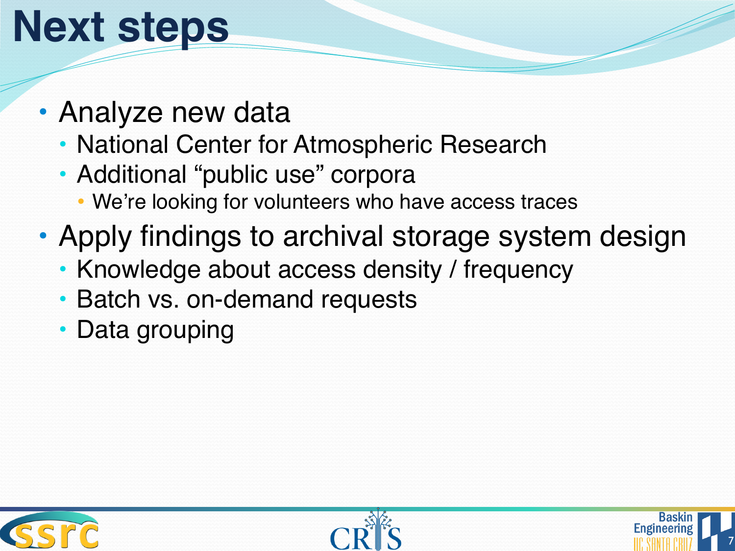# Next steps

- Analyze new data
  - National Center for Atmospheric Research
  - Additional "public use" corpora
    - We're looking for volunteers who have access traces
- Apply findings to archival storage system design
  - Knowledge about access density / frequency
  - Batch vs. on-demand requests
  - Data grouping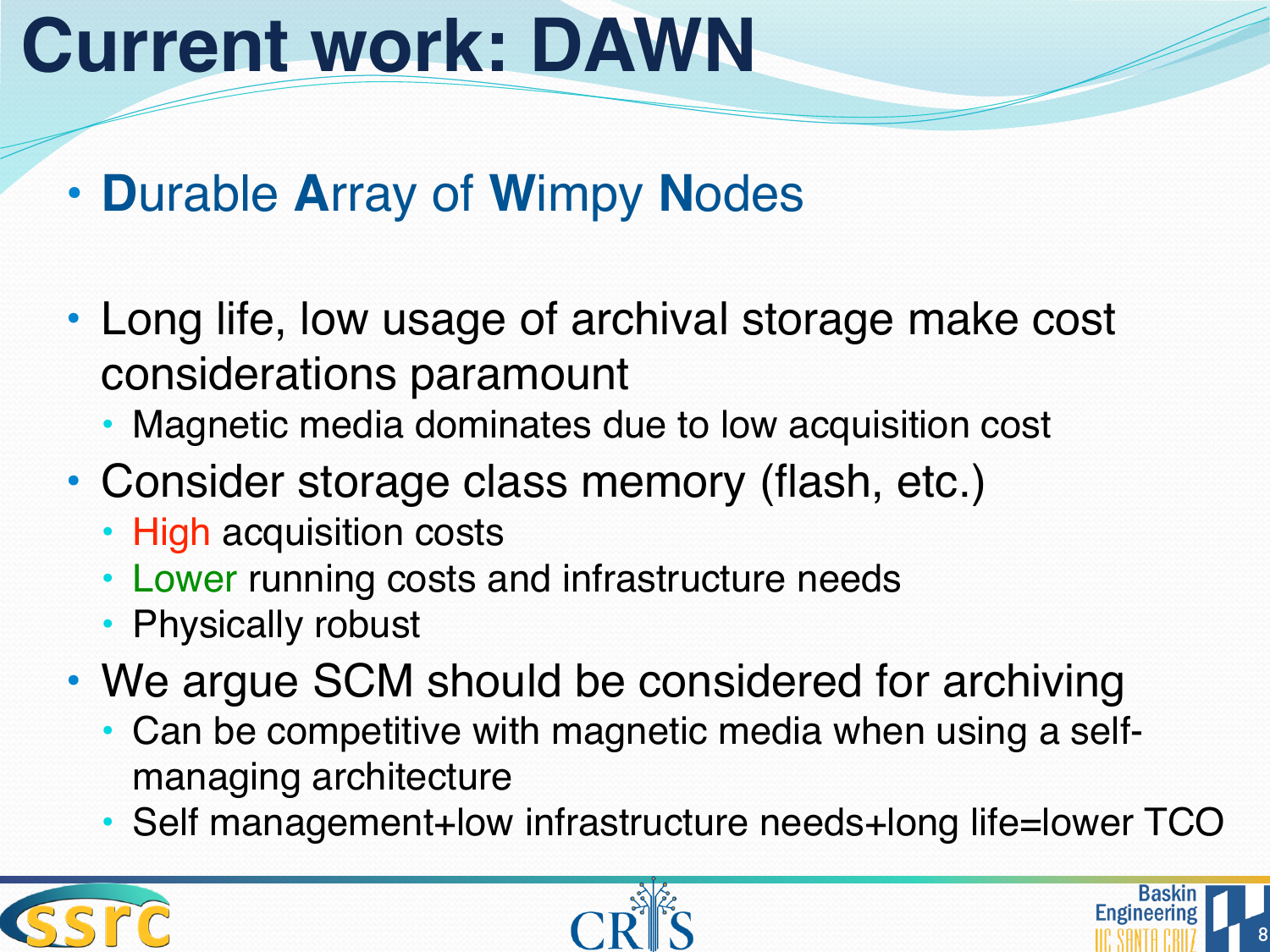# Current work: DAWN

- **D**urable **A**rray of **W**impy **N**odes

- Long life, low usage of archival storage make cost considerations paramount
  - Magnetic media dominates due to low acquisition cost
- Consider storage class memory (flash, etc.)
  - High acquisition costs
  - Lower running costs and infrastructure needs
  - Physically robust
- We argue SCM should be considered for archiving
  - Can be competitive with magnetic media when using a self-managing architecture
  - Self management+low infrastructure needs+long life=lower TCO